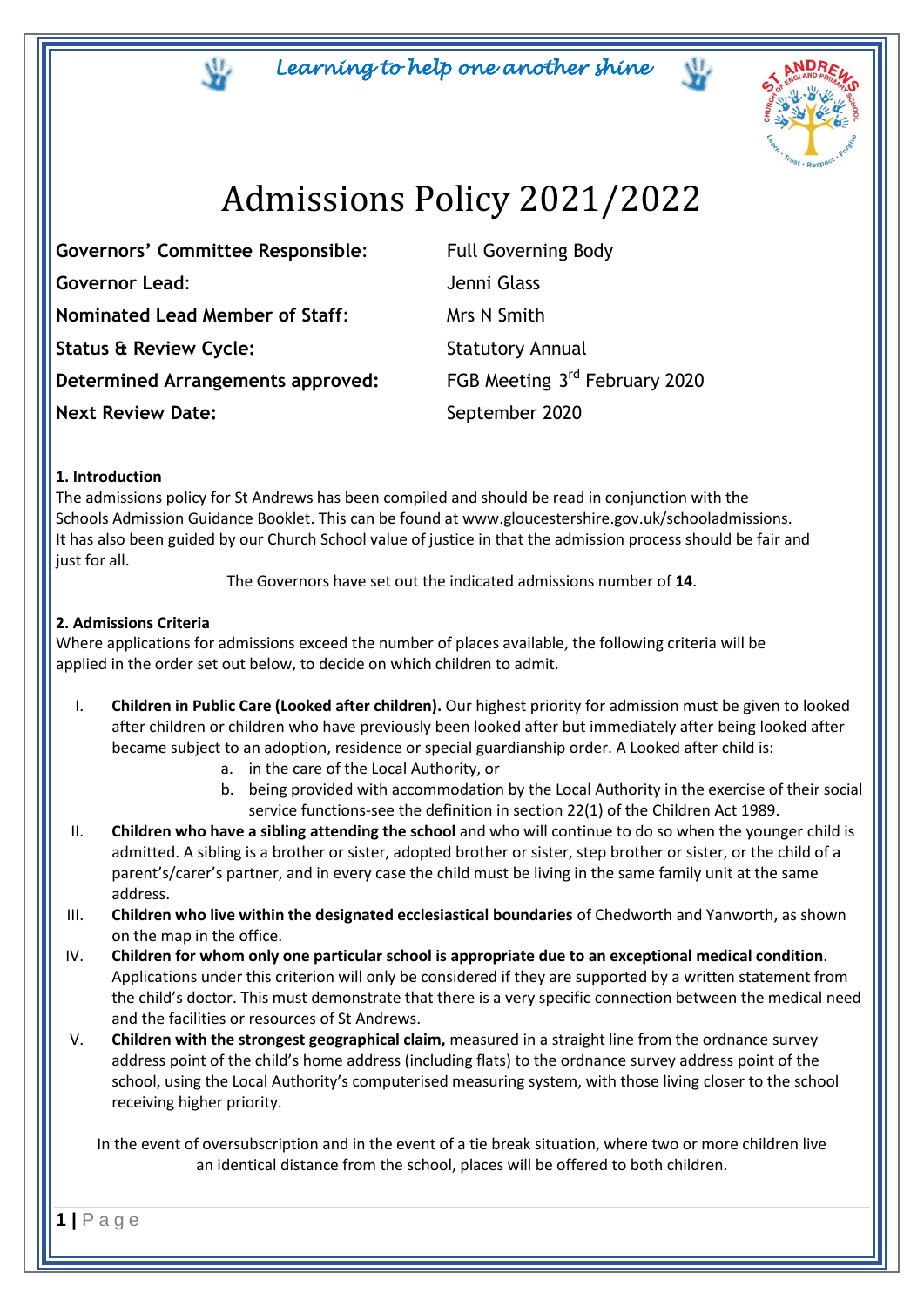*Learning to help one another shine*

# Admissions Policy 2021/2022

| | |
|---|---|
| **Governors' Committee Responsible**: | Full Governing Body |
| **Governor Lead:** | Jenni Glass |
| **Nominated Lead Member of Staff**: | Mrs N Smith |
| **Status & Review Cycle:** | Statutory Annual |
| **Determined Arrangements approved:** | FGB Meeting 3rd February 2020 |
| **Next Review Date:** | September 2020 |

### 1. Introduction

The admissions policy for St Andrews has been compiled and should be read in conjunction with the Schools Admission Guidance Booklet. This can be found at www.gloucestershire.gov.uk/schooladmissions. It has also been guided by our Church School value of justice in that the admission process should be fair and just for all.

The Governors have set out the indicated admissions number of **14**.

### 2. Admissions Criteria

Where applications for admissions exceed the number of places available, the following criteria will be applied in the order set out below, to decide on which children to admit.

I. **Children in Public Care (Looked after children).** Our highest priority for admission must be given to looked after children or children who have previously been looked after but immediately after being looked after became subject to an adoption, residence or special guardianship order. A Looked after child is:
   a. in the care of the Local Authority, or
   b. being provided with accommodation by the Local Authority in the exercise of their social service functions-see the definition in section 22(1) of the Children Act 1989.

II. **Children who have a sibling attending the school** and who will continue to do so when the younger child is admitted. A sibling is a brother or sister, adopted brother or sister, step brother or sister, or the child of a parent's/carer's partner, and in every case the child must be living in the same family unit at the same address.

III. **Children who live within the designated ecclesiastical boundaries** of Chedworth and Yanworth, as shown on the map in the office.

IV. **Children for whom only one particular school is appropriate due to an exceptional medical condition**. Applications under this criterion will only be considered if they are supported by a written statement from the child's doctor. This must demonstrate that there is a very specific connection between the medical need and the facilities or resources of St Andrews.

V. **Children with the strongest geographical claim,** measured in a straight line from the ordnance survey address point of the child's home address (including flats) to the ordnance survey address point of the school, using the Local Authority's computerised measuring system, with those living closer to the school receiving higher priority.

In the event of oversubscription and in the event of a tie break situation, where two or more children live an identical distance from the school, places will be offered to both children.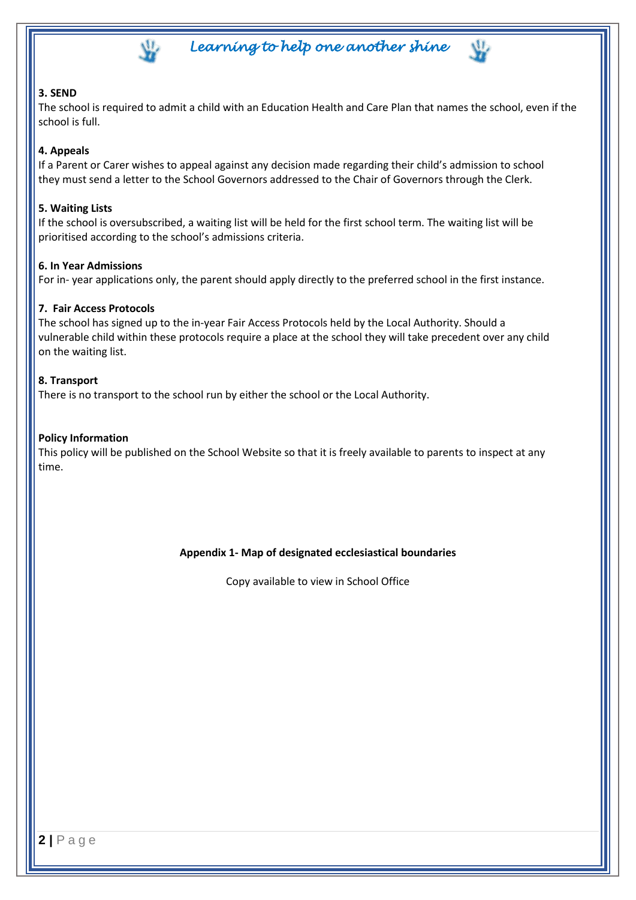### 3. SEND

The school is required to admit a child with an Education Health and Care Plan that names the school, even if the school is full.

### 4. Appeals

If a Parent or Carer wishes to appeal against any decision made regarding their child's admission to school they must send a letter to the School Governors addressed to the Chair of Governors through the Clerk.

### 5. Waiting Lists

If the school is oversubscribed, a waiting list will be held for the first school term. The waiting list will be prioritised according to the school's admissions criteria.

### 6. In Year Admissions

For in- year applications only, the parent should apply directly to the preferred school in the first instance.

### 7. Fair Access Protocols

The school has signed up to the in-year Fair Access Protocols held by the Local Authority. Should a vulnerable child within these protocols require a place at the school they will take precedent over any child on the waiting list.

### 8. Transport

There is no transport to the school run by either the school or the Local Authority.

### Policy Information

This policy will be published on the School Website so that it is freely available to parents to inspect at any time.

**Appendix 1- Map of designated ecclesiastical boundaries**

Copy available to view in School Office